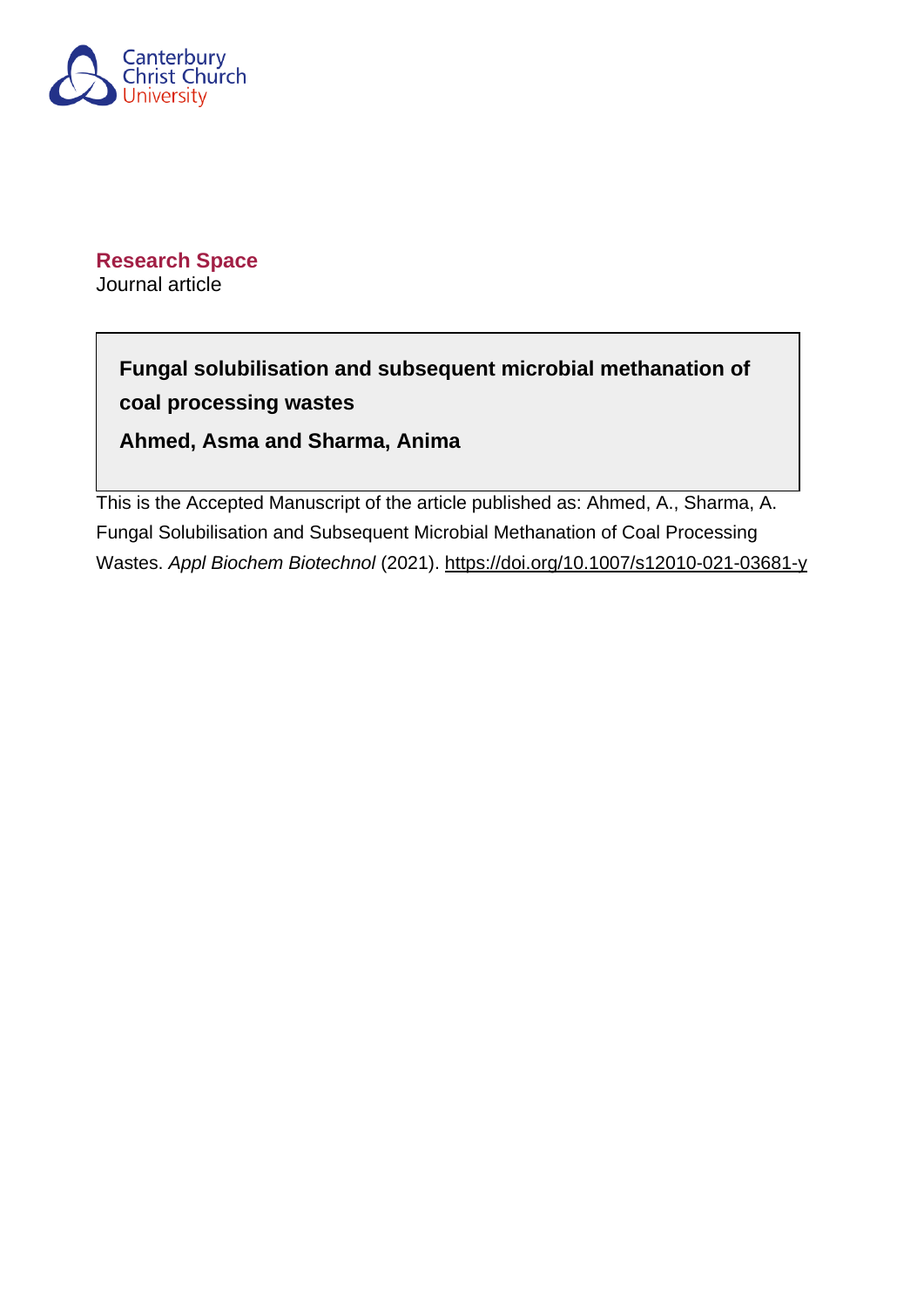Canterbury Christ Church University

**Research Space**

Journal article

**Fungal solubilisation and subsequent microbial methanation of coal processing wastes**

**Ahmed, Asma and Sharma, Anima**

This is the Accepted Manuscript of the article published as: Ahmed, A., Sharma, A. Fungal Solubilisation and Subsequent Microbial Methanation of Coal Processing Wastes. *Appl Biochem Biotechnol* (2021). https://doi.org/10.1007/s12010-021-03681-y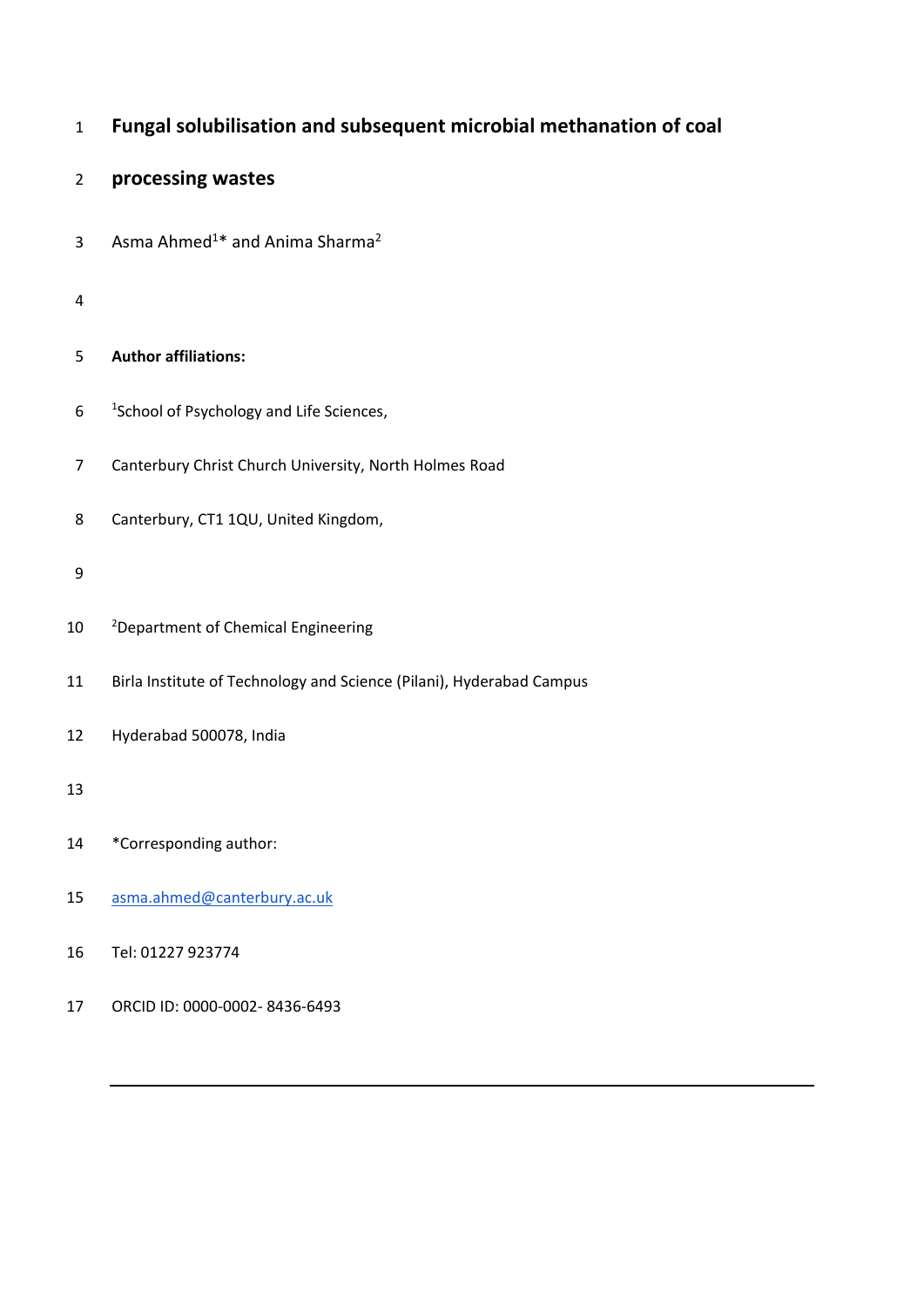# Fungal solubilisation and subsequent microbial methanation of coal processing wastes

Asma Ahmed[1]* and Anima Sharma[2]

**Author affiliations:**

[1]School of Psychology and Life Sciences,

Canterbury Christ Church University, North Holmes Road

Canterbury, CT1 1QU, United Kingdom,

[2]Department of Chemical Engineering

Birla Institute of Technology and Science (Pilani), Hyderabad Campus

Hyderabad 500078, India

*Corresponding author:

asma.ahmed@canterbury.ac.uk

Tel: 01227 923774

ORCID ID: 0000-0002- 8436-6493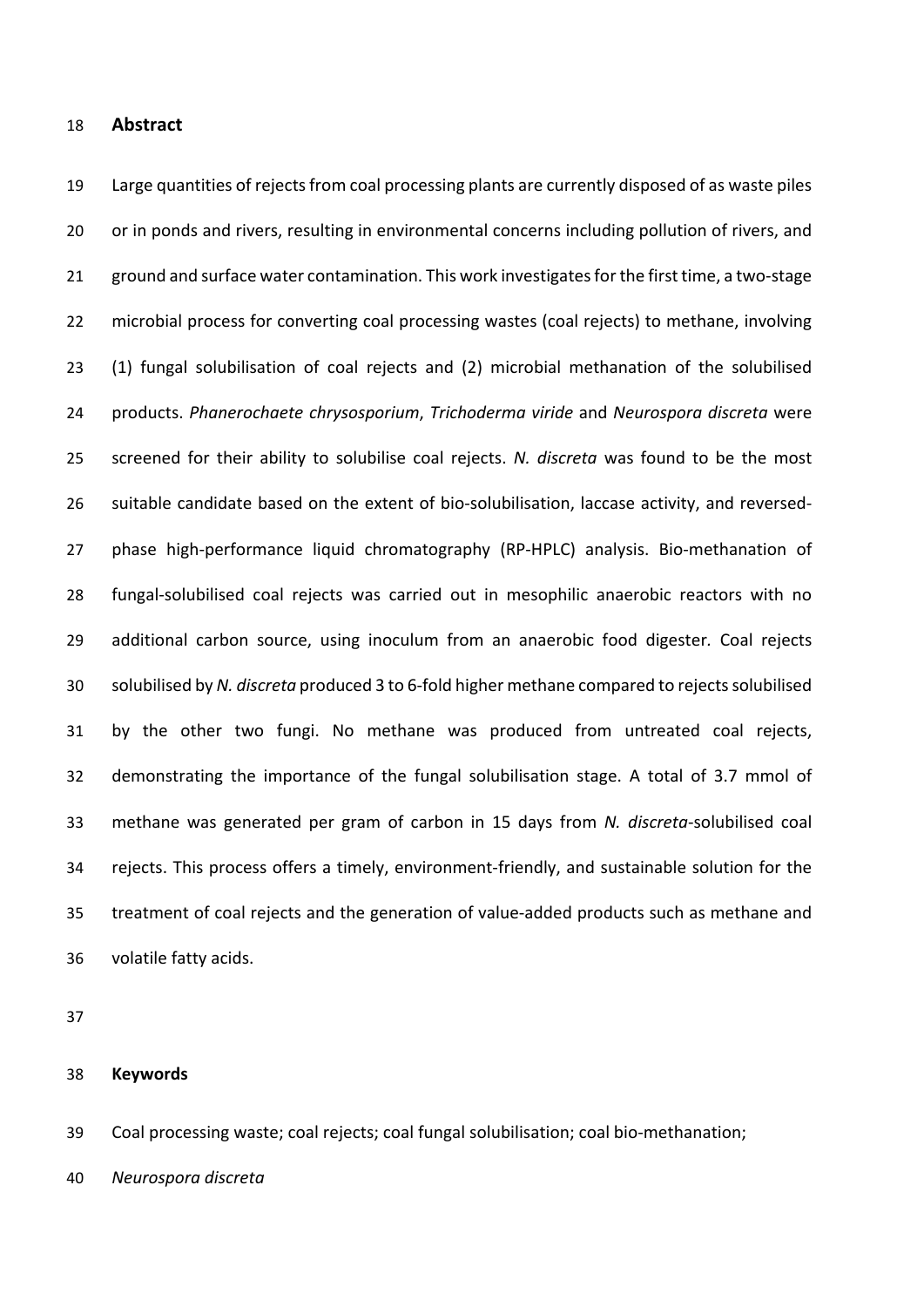## Abstract

Large quantities of rejects from coal processing plants are currently disposed of as waste piles or in ponds and rivers, resulting in environmental concerns including pollution of rivers, and ground and surface water contamination. This work investigates for the first time, a two-stage microbial process for converting coal processing wastes (coal rejects) to methane, involving (1) fungal solubilisation of coal rejects and (2) microbial methanation of the solubilised products. *Phanerochaete chrysosporium*, *Trichoderma viride* and *Neurospora discreta* were screened for their ability to solubilise coal rejects. *N. discreta* was found to be the most suitable candidate based on the extent of bio-solubilisation, laccase activity, and reversed-phase high-performance liquid chromatography (RP-HPLC) analysis. Bio-methanation of fungal-solubilised coal rejects was carried out in mesophilic anaerobic reactors with no additional carbon source, using inoculum from an anaerobic food digester. Coal rejects solubilised by *N. discreta* produced 3 to 6-fold higher methane compared to rejects solubilised by the other two fungi. No methane was produced from untreated coal rejects, demonstrating the importance of the fungal solubilisation stage. A total of 3.7 mmol of methane was generated per gram of carbon in 15 days from *N. discreta*-solubilised coal rejects. This process offers a timely, environment-friendly, and sustainable solution for the treatment of coal rejects and the generation of value-added products such as methane and volatile fatty acids.

## Keywords

Coal processing waste; coal rejects; coal fungal solubilisation; coal bio-methanation; *Neurospora discreta*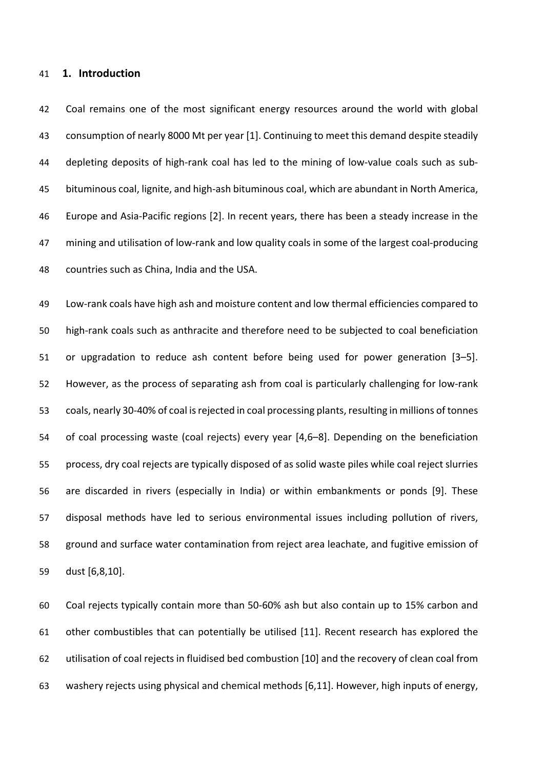## 1. Introduction

Coal remains one of the most significant energy resources around the world with global consumption of nearly 8000 Mt per year [1]. Continuing to meet this demand despite steadily depleting deposits of high-rank coal has led to the mining of low-value coals such as sub-bituminous coal, lignite, and high-ash bituminous coal, which are abundant in North America, Europe and Asia-Pacific regions [2]. In recent years, there has been a steady increase in the mining and utilisation of low-rank and low quality coals in some of the largest coal-producing countries such as China, India and the USA.

Low-rank coals have high ash and moisture content and low thermal efficiencies compared to high-rank coals such as anthracite and therefore need to be subjected to coal beneficiation or upgradation to reduce ash content before being used for power generation [3–5]. However, as the process of separating ash from coal is particularly challenging for low-rank coals, nearly 30-40% of coal is rejected in coal processing plants, resulting in millions of tonnes of coal processing waste (coal rejects) every year [4,6–8]. Depending on the beneficiation process, dry coal rejects are typically disposed of as solid waste piles while coal reject slurries are discarded in rivers (especially in India) or within embankments or ponds [9]. These disposal methods have led to serious environmental issues including pollution of rivers, ground and surface water contamination from reject area leachate, and fugitive emission of dust [6,8,10].

Coal rejects typically contain more than 50-60% ash but also contain up to 15% carbon and other combustibles that can potentially be utilised [11]. Recent research has explored the utilisation of coal rejects in fluidised bed combustion [10] and the recovery of clean coal from washery rejects using physical and chemical methods [6,11]. However, high inputs of energy,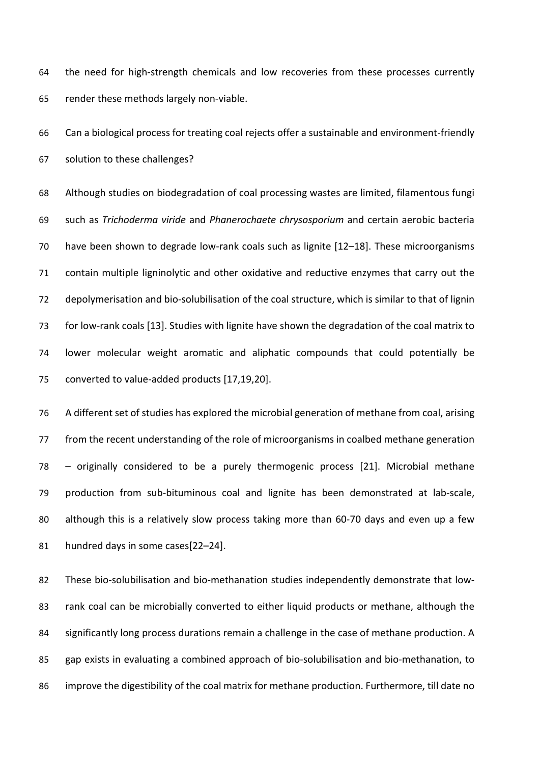the need for high-strength chemicals and low recoveries from these processes currently render these methods largely non-viable.

Can a biological process for treating coal rejects offer a sustainable and environment-friendly solution to these challenges?

Although studies on biodegradation of coal processing wastes are limited, filamentous fungi such as *Trichoderma viride* and *Phanerochaete chrysosporium* and certain aerobic bacteria have been shown to degrade low-rank coals such as lignite [12–18]. These microorganisms contain multiple ligninolytic and other oxidative and reductive enzymes that carry out the depolymerisation and bio-solubilisation of the coal structure, which is similar to that of lignin for low-rank coals [13]. Studies with lignite have shown the degradation of the coal matrix to lower molecular weight aromatic and aliphatic compounds that could potentially be converted to value-added products [17,19,20].

A different set of studies has explored the microbial generation of methane from coal, arising from the recent understanding of the role of microorganisms in coalbed methane generation – originally considered to be a purely thermogenic process [21]. Microbial methane production from sub-bituminous coal and lignite has been demonstrated at lab-scale, although this is a relatively slow process taking more than 60-70 days and even up a few hundred days in some cases[22–24].

These bio-solubilisation and bio-methanation studies independently demonstrate that low-rank coal can be microbially converted to either liquid products or methane, although the significantly long process durations remain a challenge in the case of methane production. A gap exists in evaluating a combined approach of bio-solubilisation and bio-methanation, to improve the digestibility of the coal matrix for methane production. Furthermore, till date no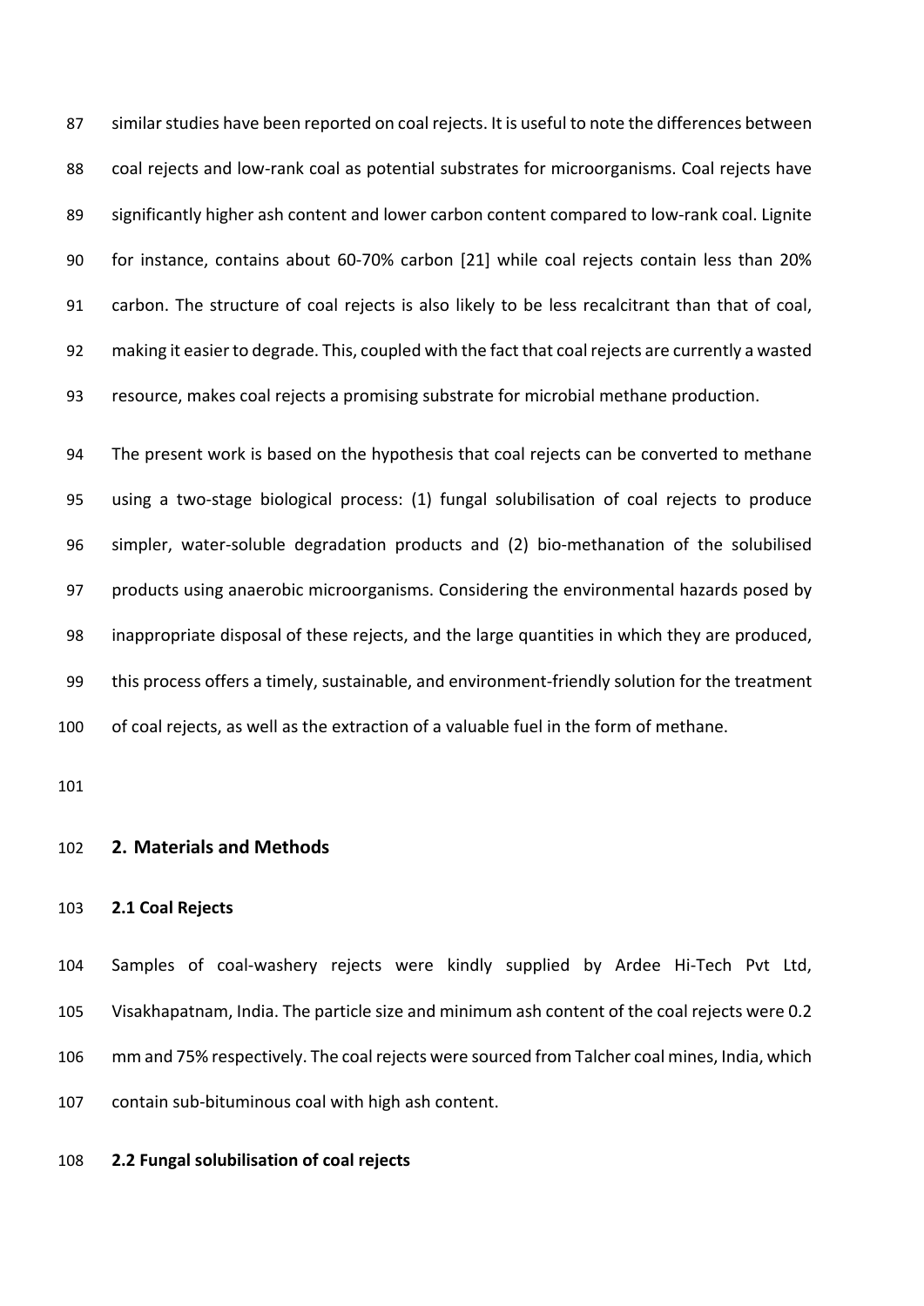similar studies have been reported on coal rejects. It is useful to note the differences between coal rejects and low-rank coal as potential substrates for microorganisms. Coal rejects have significantly higher ash content and lower carbon content compared to low-rank coal. Lignite for instance, contains about 60-70% carbon [21] while coal rejects contain less than 20% carbon. The structure of coal rejects is also likely to be less recalcitrant than that of coal, making it easier to degrade. This, coupled with the fact that coal rejects are currently a wasted resource, makes coal rejects a promising substrate for microbial methane production.

The present work is based on the hypothesis that coal rejects can be converted to methane using a two-stage biological process: (1) fungal solubilisation of coal rejects to produce simpler, water-soluble degradation products and (2) bio-methanation of the solubilised products using anaerobic microorganisms. Considering the environmental hazards posed by inappropriate disposal of these rejects, and the large quantities in which they are produced, this process offers a timely, sustainable, and environment-friendly solution for the treatment of coal rejects, as well as the extraction of a valuable fuel in the form of methane.

## 2. Materials and Methods

### 2.1 Coal Rejects

Samples of coal-washery rejects were kindly supplied by Ardee Hi-Tech Pvt Ltd, Visakhapatnam, India. The particle size and minimum ash content of the coal rejects were 0.2 mm and 75% respectively. The coal rejects were sourced from Talcher coal mines, India, which contain sub-bituminous coal with high ash content.

### 2.2 Fungal solubilisation of coal rejects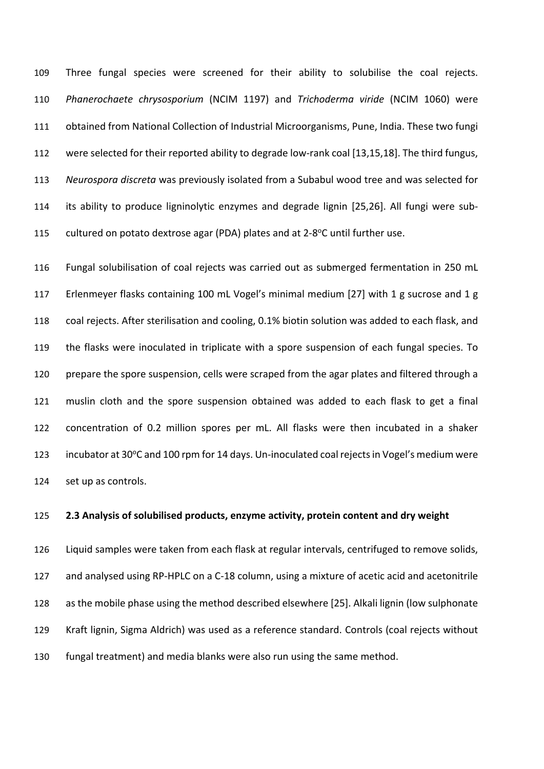Three fungal species were screened for their ability to solubilise the coal rejects. *Phanerochaete chrysosporium* (NCIM 1197) and *Trichoderma viride* (NCIM 1060) were obtained from National Collection of Industrial Microorganisms, Pune, India. These two fungi were selected for their reported ability to degrade low-rank coal [13,15,18]. The third fungus, *Neurospora discreta* was previously isolated from a Subabul wood tree and was selected for its ability to produce ligninolytic enzymes and degrade lignin [25,26]. All fungi were sub-cultured on potato dextrose agar (PDA) plates and at 2-8°C until further use.

Fungal solubilisation of coal rejects was carried out as submerged fermentation in 250 mL Erlenmeyer flasks containing 100 mL Vogel's minimal medium [27] with 1 g sucrose and 1 g coal rejects. After sterilisation and cooling, 0.1% biotin solution was added to each flask, and the flasks were inoculated in triplicate with a spore suspension of each fungal species. To prepare the spore suspension, cells were scraped from the agar plates and filtered through a muslin cloth and the spore suspension obtained was added to each flask to get a final concentration of 0.2 million spores per mL. All flasks were then incubated in a shaker incubator at 30°C and 100 rpm for 14 days. Un-inoculated coal rejects in Vogel's medium were set up as controls.

**2.3 Analysis of solubilised products, enzyme activity, protein content and dry weight**

Liquid samples were taken from each flask at regular intervals, centrifuged to remove solids, and analysed using RP-HPLC on a C-18 column, using a mixture of acetic acid and acetonitrile as the mobile phase using the method described elsewhere [25]. Alkali lignin (low sulphonate Kraft lignin, Sigma Aldrich) was used as a reference standard. Controls (coal rejects without fungal treatment) and media blanks were also run using the same method.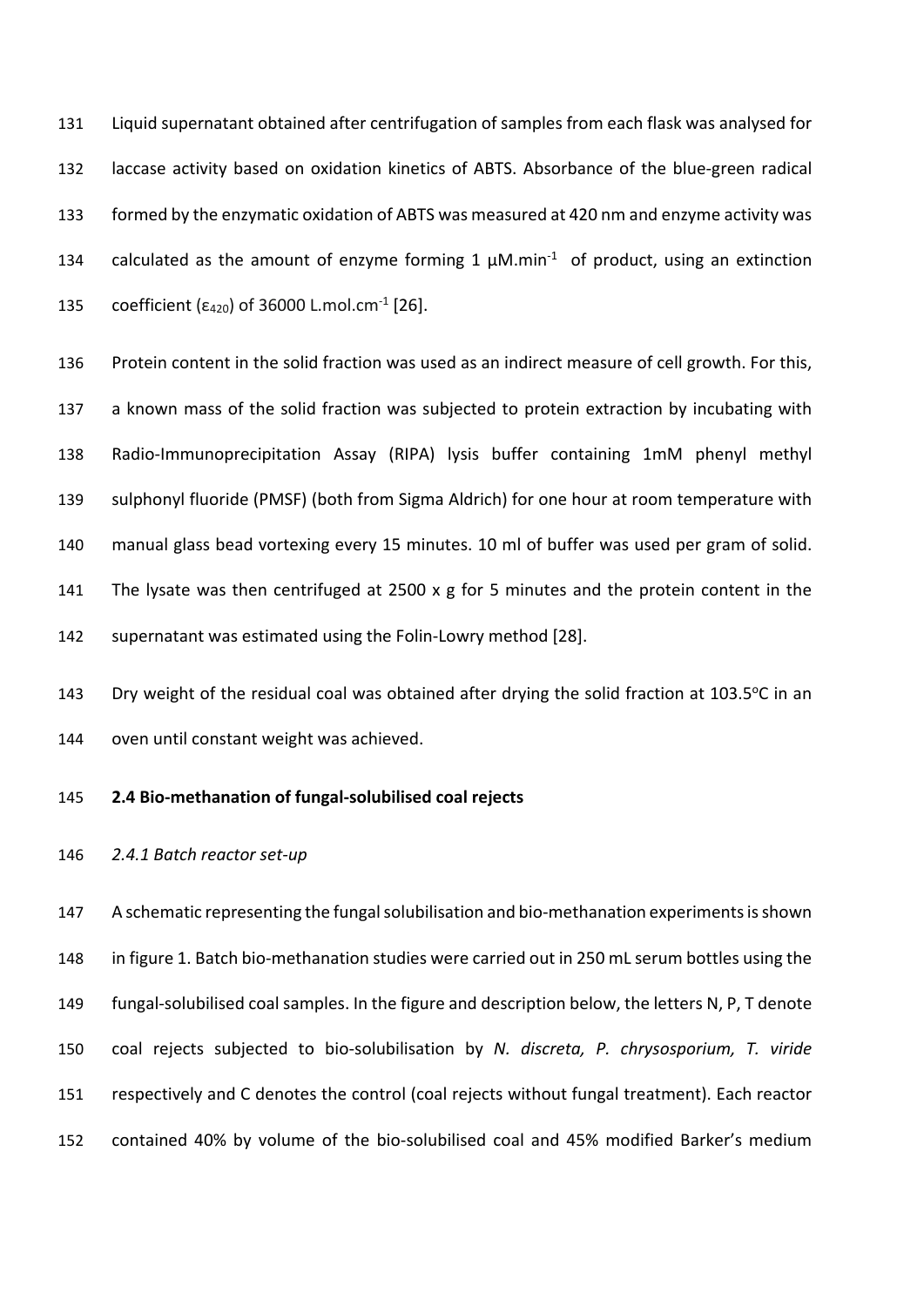Liquid supernatant obtained after centrifugation of samples from each flask was analysed for laccase activity based on oxidation kinetics of ABTS. Absorbance of the blue-green radical formed by the enzymatic oxidation of ABTS was measured at 420 nm and enzyme activity was calculated as the amount of enzyme forming 1 $\mu M.min^{-1}$ of product, using an extinction coefficient ($\varepsilon_{420}$) of 36000 $L.mol.cm^{-1}$ [26].

Protein content in the solid fraction was used as an indirect measure of cell growth. For this, a known mass of the solid fraction was subjected to protein extraction by incubating with Radio-Immunoprecipitation Assay (RIPA) lysis buffer containing 1mM phenyl methyl sulphonyl fluoride (PMSF) (both from Sigma Aldrich) for one hour at room temperature with manual glass bead vortexing every 15 minutes. 10 ml of buffer was used per gram of solid. The lysate was then centrifuged at 2500 x g for 5 minutes and the protein content in the supernatant was estimated using the Folin-Lowry method [28].

Dry weight of the residual coal was obtained after drying the solid fraction at 103.5$^{o}$C in an oven until constant weight was achieved.

## 2.4 Bio-methanation of fungal-solubilised coal rejects

### *2.4.1 Batch reactor set-up*

A schematic representing the fungal solubilisation and bio-methanation experiments is shown in figure 1. Batch bio-methanation studies were carried out in 250 mL serum bottles using the fungal-solubilised coal samples. In the figure and description below, the letters N, P, T denote coal rejects subjected to bio-solubilisation by *N. discreta, P. chrysosporium, T. viride* respectively and C denotes the control (coal rejects without fungal treatment). Each reactor contained 40% by volume of the bio-solubilised coal and 45% modified Barker's medium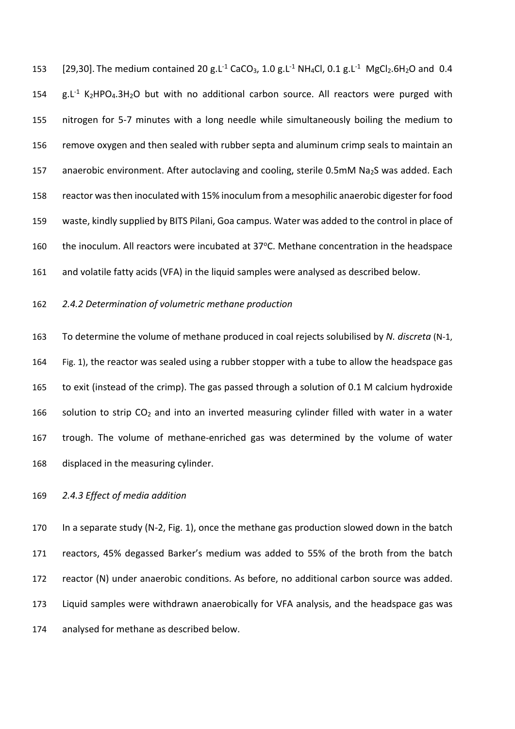[29,30]. The medium contained 20 g.L$^{-1}$ $CaCO_3$, 1.0 g.L$^{-1}$ $NH_4Cl$, 0.1 g.L$^{-1}$ $MgCl_2.6H_2O$ and 0.4 g.L$^{-1}$ $K_2HPO_4.3H_2O$ but with no additional carbon source. All reactors were purged with nitrogen for 5-7 minutes with a long needle while simultaneously boiling the medium to remove oxygen and then sealed with rubber septa and aluminum crimp seals to maintain an anaerobic environment. After autoclaving and cooling, sterile 0.5mM $Na_2S$ was added. Each reactor was then inoculated with 15% inoculum from a mesophilic anaerobic digester for food waste, kindly supplied by BITS Pilani, Goa campus. Water was added to the control in place of the inoculum. All reactors were incubated at 37$^{o}$C. Methane concentration in the headspace and volatile fatty acids (VFA) in the liquid samples were analysed as described below.

### *2.4.2 Determination of volumetric methane production*

To determine the volume of methane produced in coal rejects solubilised by *N. discreta* (N-1, Fig. 1), the reactor was sealed using a rubber stopper with a tube to allow the headspace gas to exit (instead of the crimp). The gas passed through a solution of 0.1 M calcium hydroxide solution to strip $CO_2$ and into an inverted measuring cylinder filled with water in a water trough. The volume of methane-enriched gas was determined by the volume of water displaced in the measuring cylinder.

### *2.4.3 Effect of media addition*

In a separate study (N-2, Fig. 1), once the methane gas production slowed down in the batch reactors, 45% degassed Barker's medium was added to 55% of the broth from the batch reactor (N) under anaerobic conditions. As before, no additional carbon source was added. Liquid samples were withdrawn anaerobically for VFA analysis, and the headspace gas was analysed for methane as described below.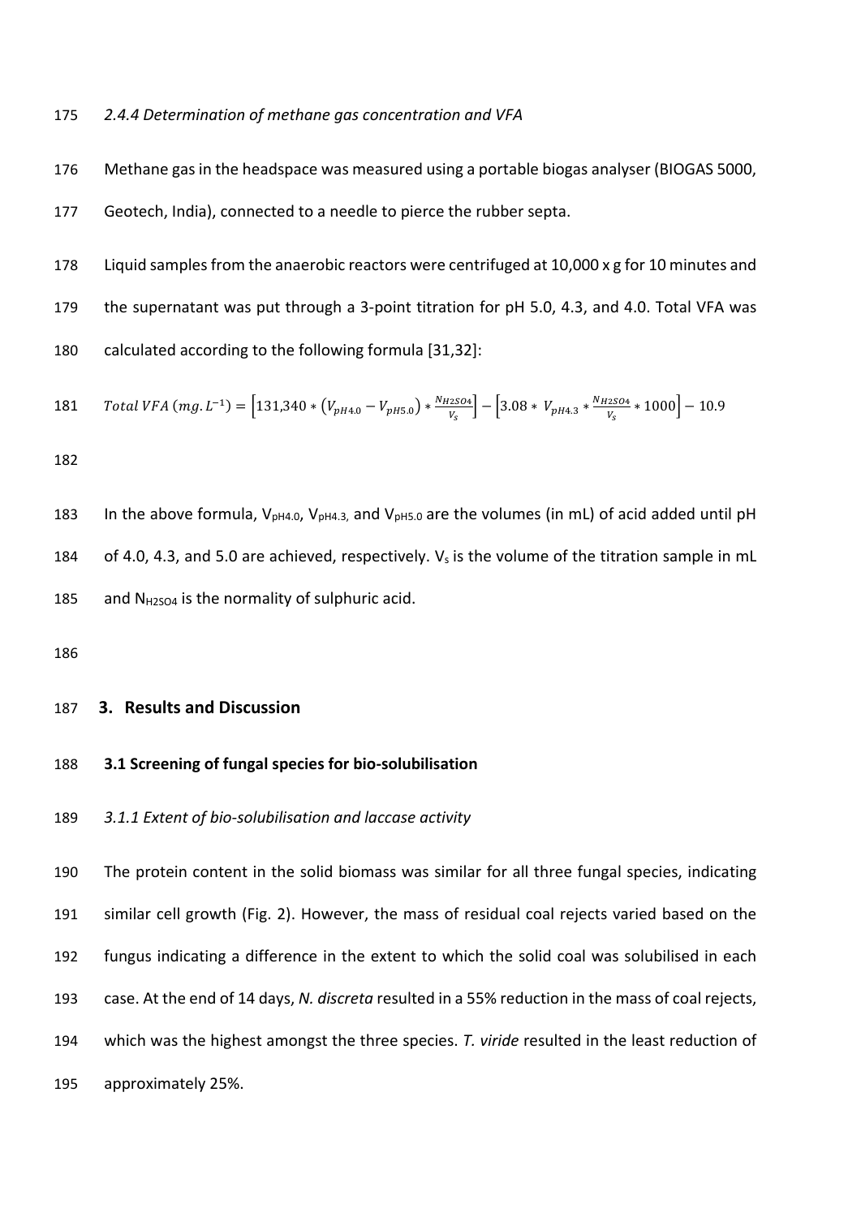*2.4.4 Determination of methane gas concentration and VFA*

Methane gas in the headspace was measured using a portable biogas analyser (BIOGAS 5000, Geotech, India), connected to a needle to pierce the rubber septa.

Liquid samples from the anaerobic reactors were centrifuged at 10,000 x g for 10 minutes and the supernatant was put through a 3-point titration for pH 5.0, 4.3, and 4.0. Total VFA was calculated according to the following formula [31,32]:

$$Total\ VFA\ (mg.L^{-1}) = \left[131{,}340 * \left(V_{pH4.0} - V_{pH5.0}\right) * \frac{N_{H2SO4}}{V_s}\right] - \left[3.08 * V_{pH4.3} * \frac{N_{H2SO4}}{V_s} * 1000\right] - 10.9$$

In the above formula, $V_{pH4.0}$, $V_{pH4.3}$, and $V_{pH5.0}$ are the volumes (in mL) of acid added until pH of 4.0, 4.3, and 5.0 are achieved, respectively. $V_s$ is the volume of the titration sample in mL and $N_{H2SO4}$ is the normality of sulphuric acid.

# 3. Results and Discussion

## 3.1 Screening of fungal species for bio-solubilisation

### *3.1.1 Extent of bio-solubilisation and laccase activity*

The protein content in the solid biomass was similar for all three fungal species, indicating similar cell growth (Fig. 2). However, the mass of residual coal rejects varied based on the fungus indicating a difference in the extent to which the solid coal was solubilised in each case. At the end of 14 days, *N. discreta* resulted in a 55% reduction in the mass of coal rejects, which was the highest amongst the three species. *T. viride* resulted in the least reduction of approximately 25%.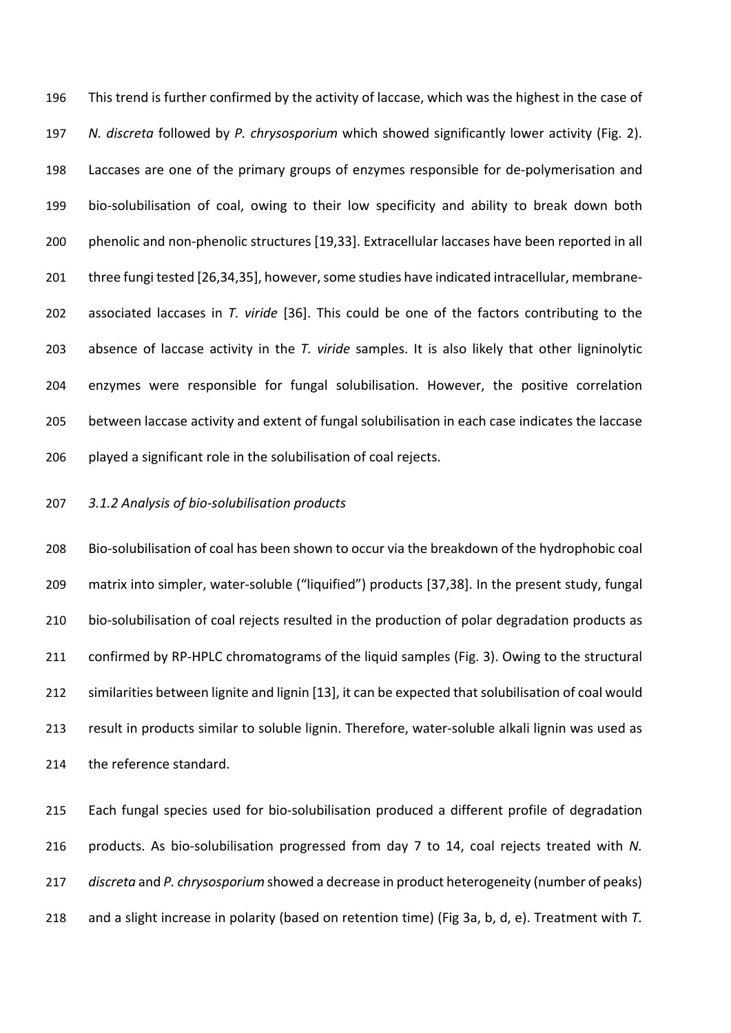This trend is further confirmed by the activity of laccase, which was the highest in the case of *N. discreta* followed by *P. chrysosporium* which showed significantly lower activity (Fig. 2). Laccases are one of the primary groups of enzymes responsible for de-polymerisation and bio-solubilisation of coal, owing to their low specificity and ability to break down both phenolic and non-phenolic structures [19,33]. Extracellular laccases have been reported in all three fungi tested [26,34,35], however, some studies have indicated intracellular, membrane-associated laccases in *T. viride* [36]. This could be one of the factors contributing to the absence of laccase activity in the *T. viride* samples. It is also likely that other ligninolytic enzymes were responsible for fungal solubilisation. However, the positive correlation between laccase activity and extent of fungal solubilisation in each case indicates the laccase played a significant role in the solubilisation of coal rejects.

### *3.1.2 Analysis of bio-solubilisation products*

Bio-solubilisation of coal has been shown to occur via the breakdown of the hydrophobic coal matrix into simpler, water-soluble ("liquified") products [37,38]. In the present study, fungal bio-solubilisation of coal rejects resulted in the production of polar degradation products as confirmed by RP-HPLC chromatograms of the liquid samples (Fig. 3). Owing to the structural similarities between lignite and lignin [13], it can be expected that solubilisation of coal would result in products similar to soluble lignin. Therefore, water-soluble alkali lignin was used as the reference standard.

Each fungal species used for bio-solubilisation produced a different profile of degradation products. As bio-solubilisation progressed from day 7 to 14, coal rejects treated with *N. discreta* and *P. chrysosporium* showed a decrease in product heterogeneity (number of peaks) and a slight increase in polarity (based on retention time) (Fig 3a, b, d, e). Treatment with *T.*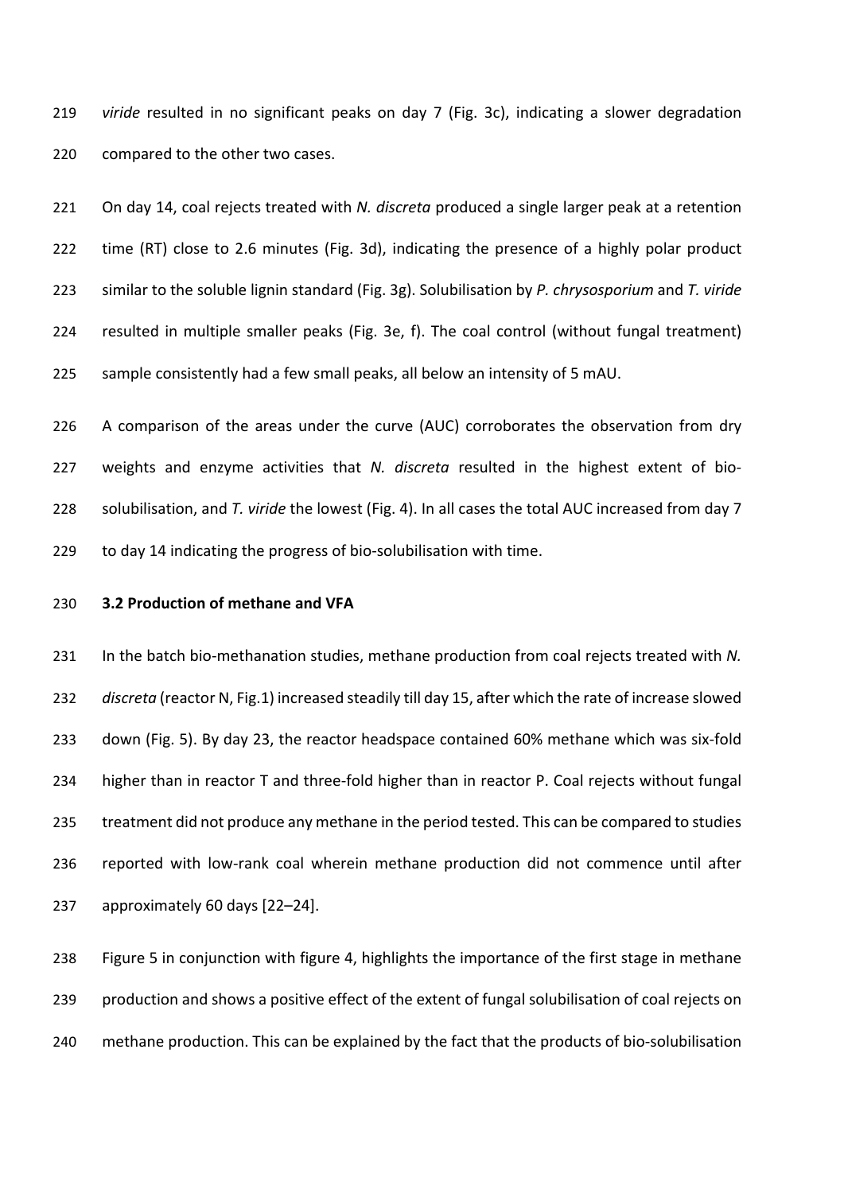*viride* resulted in no significant peaks on day 7 (Fig. 3c), indicating a slower degradation compared to the other two cases.

On day 14, coal rejects treated with *N. discreta* produced a single larger peak at a retention time (RT) close to 2.6 minutes (Fig. 3d), indicating the presence of a highly polar product similar to the soluble lignin standard (Fig. 3g). Solubilisation by *P. chrysosporium* and *T. viride* resulted in multiple smaller peaks (Fig. 3e, f). The coal control (without fungal treatment) sample consistently had a few small peaks, all below an intensity of 5 mAU.

A comparison of the areas under the curve (AUC) corroborates the observation from dry weights and enzyme activities that *N. discreta* resulted in the highest extent of bio-solubilisation, and *T. viride* the lowest (Fig. 4). In all cases the total AUC increased from day 7 to day 14 indicating the progress of bio-solubilisation with time.

### 3.2 Production of methane and VFA

In the batch bio-methanation studies, methane production from coal rejects treated with *N. discreta* (reactor N, Fig.1) increased steadily till day 15, after which the rate of increase slowed down (Fig. 5). By day 23, the reactor headspace contained 60% methane which was six-fold higher than in reactor T and three-fold higher than in reactor P. Coal rejects without fungal treatment did not produce any methane in the period tested. This can be compared to studies reported with low-rank coal wherein methane production did not commence until after approximately 60 days [22–24].

Figure 5 in conjunction with figure 4, highlights the importance of the first stage in methane production and shows a positive effect of the extent of fungal solubilisation of coal rejects on methane production. This can be explained by the fact that the products of bio-solubilisation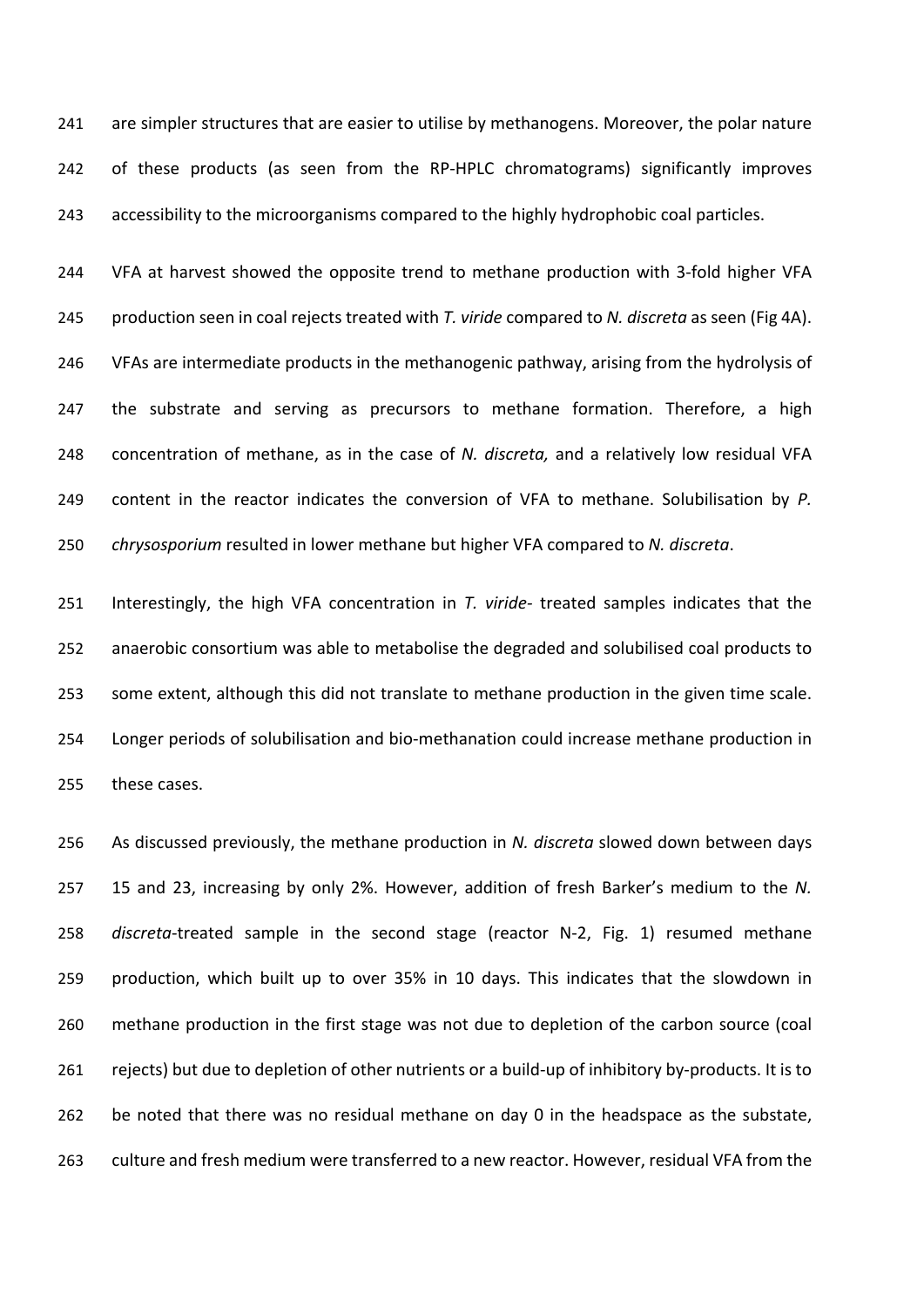are simpler structures that are easier to utilise by methanogens. Moreover, the polar nature of these products (as seen from the RP-HPLC chromatograms) significantly improves accessibility to the microorganisms compared to the highly hydrophobic coal particles.

VFA at harvest showed the opposite trend to methane production with 3-fold higher VFA production seen in coal rejects treated with *T. viride* compared to *N. discreta* as seen (Fig 4A). VFAs are intermediate products in the methanogenic pathway, arising from the hydrolysis of the substrate and serving as precursors to methane formation. Therefore, a high concentration of methane, as in the case of *N. discreta,* and a relatively low residual VFA content in the reactor indicates the conversion of VFA to methane. Solubilisation by *P. chrysosporium* resulted in lower methane but higher VFA compared to *N. discreta*.

Interestingly, the high VFA concentration in *T. viride*- treated samples indicates that the anaerobic consortium was able to metabolise the degraded and solubilised coal products to some extent, although this did not translate to methane production in the given time scale. Longer periods of solubilisation and bio-methanation could increase methane production in these cases.

As discussed previously, the methane production in *N. discreta* slowed down between days 15 and 23, increasing by only 2%. However, addition of fresh Barker's medium to the *N. discreta*-treated sample in the second stage (reactor N-2, Fig. 1) resumed methane production, which built up to over 35% in 10 days. This indicates that the slowdown in methane production in the first stage was not due to depletion of the carbon source (coal rejects) but due to depletion of other nutrients or a build-up of inhibitory by-products. It is to be noted that there was no residual methane on day 0 in the headspace as the substate, culture and fresh medium were transferred to a new reactor. However, residual VFA from the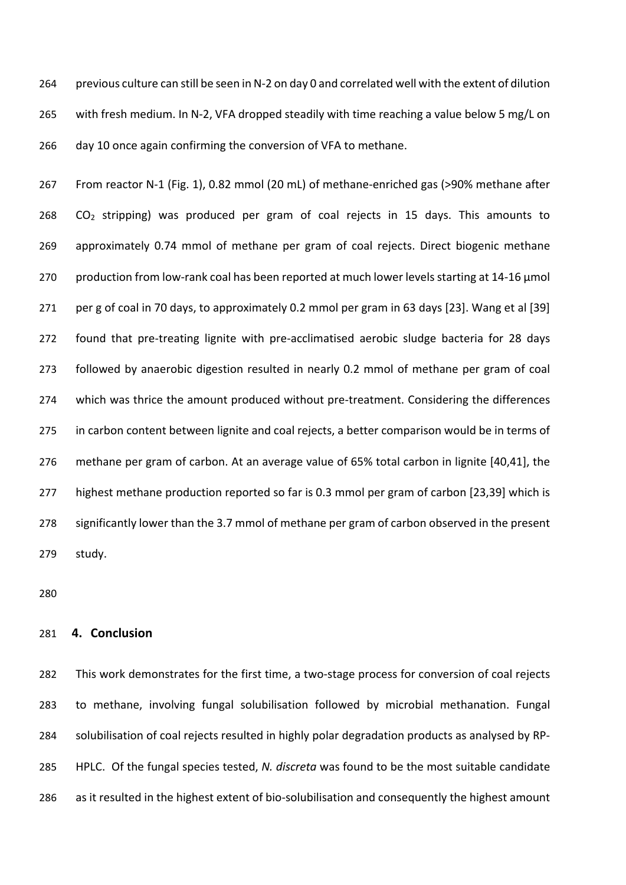previous culture can still be seen in N-2 on day 0 and correlated well with the extent of dilution with fresh medium. In N-2, VFA dropped steadily with time reaching a value below 5 mg/L on day 10 once again confirming the conversion of VFA to methane.

From reactor N-1 (Fig. 1), 0.82 mmol (20 mL) of methane-enriched gas (>90% methane after $CO_2$ stripping) was produced per gram of coal rejects in 15 days. This amounts to approximately 0.74 mmol of methane per gram of coal rejects. Direct biogenic methane production from low-rank coal has been reported at much lower levels starting at 14-16 µmol per g of coal in 70 days, to approximately 0.2 mmol per gram in 63 days [23]. Wang et al [39] found that pre-treating lignite with pre-acclimatised aerobic sludge bacteria for 28 days followed by anaerobic digestion resulted in nearly 0.2 mmol of methane per gram of coal which was thrice the amount produced without pre-treatment. Considering the differences in carbon content between lignite and coal rejects, a better comparison would be in terms of methane per gram of carbon. At an average value of 65% total carbon in lignite [40,41], the highest methane production reported so far is 0.3 mmol per gram of carbon [23,39] which is significantly lower than the 3.7 mmol of methane per gram of carbon observed in the present study.

## 4. Conclusion

This work demonstrates for the first time, a two-stage process for conversion of coal rejects to methane, involving fungal solubilisation followed by microbial methanation. Fungal solubilisation of coal rejects resulted in highly polar degradation products as analysed by RP-HPLC. Of the fungal species tested, *N. discreta* was found to be the most suitable candidate as it resulted in the highest extent of bio-solubilisation and consequently the highest amount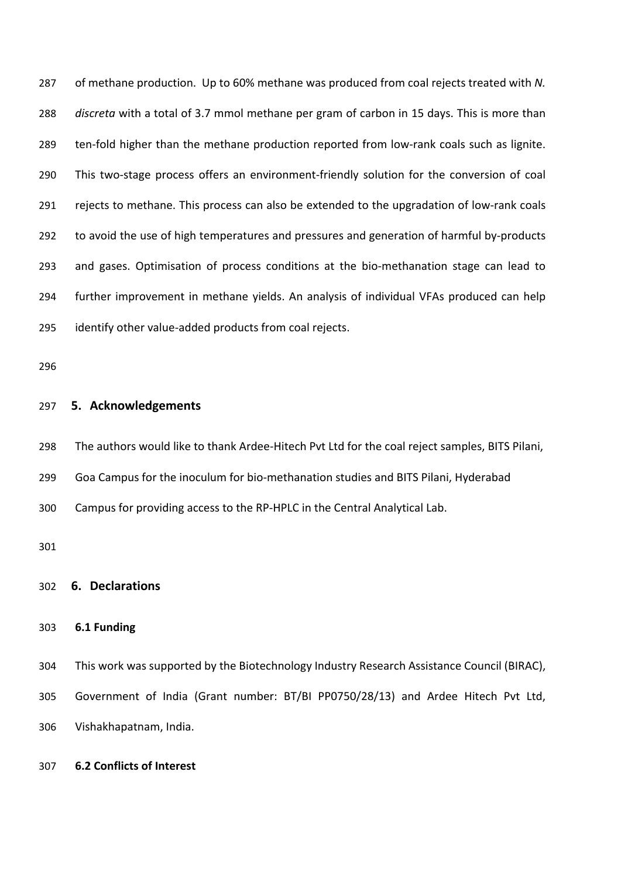of methane production. Up to 60% methane was produced from coal rejects treated with *N. discreta* with a total of 3.7 mmol methane per gram of carbon in 15 days. This is more than ten-fold higher than the methane production reported from low-rank coals such as lignite. This two-stage process offers an environment-friendly solution for the conversion of coal rejects to methane. This process can also be extended to the upgradation of low-rank coals to avoid the use of high temperatures and pressures and generation of harmful by-products and gases. Optimisation of process conditions at the bio-methanation stage can lead to further improvement in methane yields. An analysis of individual VFAs produced can help identify other value-added products from coal rejects.

## 5. Acknowledgements

The authors would like to thank Ardee-Hitech Pvt Ltd for the coal reject samples, BITS Pilani, Goa Campus for the inoculum for bio-methanation studies and BITS Pilani, Hyderabad Campus for providing access to the RP-HPLC in the Central Analytical Lab.

## 6. Declarations

### 6.1 Funding

This work was supported by the Biotechnology Industry Research Assistance Council (BIRAC), Government of India (Grant number: BT/BI PP0750/28/13) and Ardee Hitech Pvt Ltd, Vishakhapatnam, India.

### 6.2 Conflicts of Interest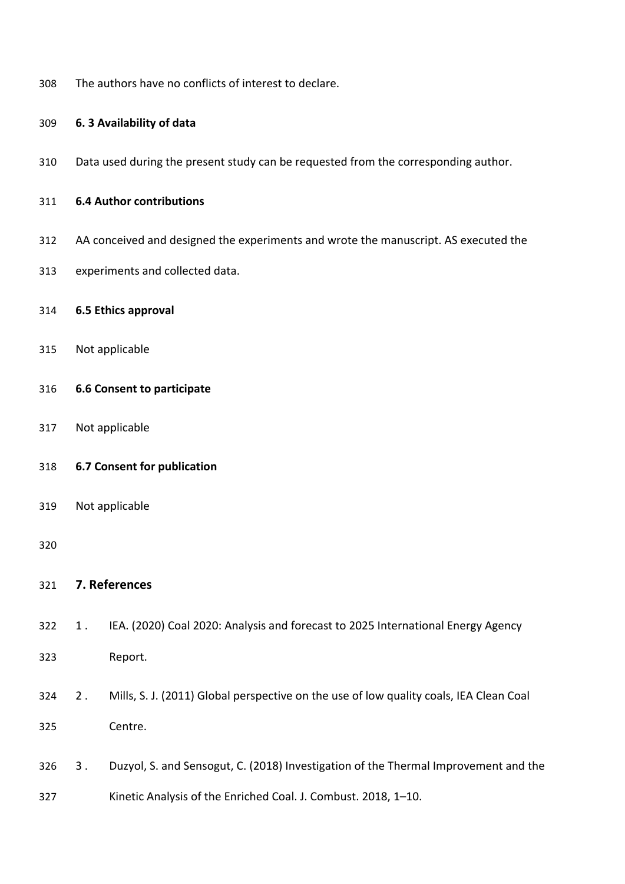The authors have no conflicts of interest to declare.

### 6. 3 Availability of data

Data used during the present study can be requested from the corresponding author.

### 6.4 Author contributions

AA conceived and designed the experiments and wrote the manuscript. AS executed the experiments and collected data.

### 6.5 Ethics approval

Not applicable

### 6.6 Consent to participate

Not applicable

### 6.7 Consent for publication

Not applicable

## 7. References

1. IEA. (2020) Coal 2020: Analysis and forecast to 2025 International Energy Agency Report.
2. Mills, S. J. (2011) Global perspective on the use of low quality coals, IEA Clean Coal Centre.
3. Duzyol, S. and Sensogut, C. (2018) Investigation of the Thermal Improvement and the Kinetic Analysis of the Enriched Coal. J. Combust. 2018, 1–10.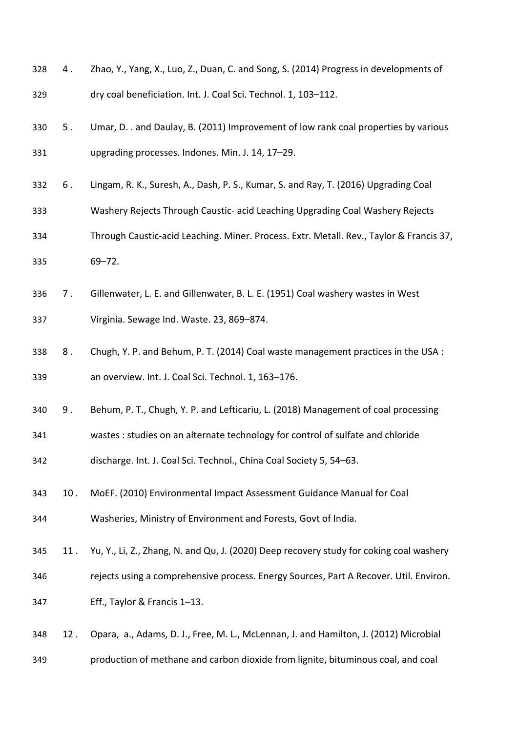4 . Zhao, Y., Yang, X., Luo, Z., Duan, C. and Song, S. (2014) Progress in developments of dry coal beneficiation. Int. J. Coal Sci. Technol. 1, 103–112.

5 . Umar, D. . and Daulay, B. (2011) Improvement of low rank coal properties by various upgrading processes. Indones. Min. J. 14, 17–29.

6 . Lingam, R. K., Suresh, A., Dash, P. S., Kumar, S. and Ray, T. (2016) Upgrading Coal Washery Rejects Through Caustic- acid Leaching Upgrading Coal Washery Rejects Through Caustic-acid Leaching. Miner. Process. Extr. Metall. Rev., Taylor & Francis 37, 69–72.

7 . Gillenwater, L. E. and Gillenwater, B. L. E. (1951) Coal washery wastes in West Virginia. Sewage Ind. Waste. 23, 869–874.

8 . Chugh, Y. P. and Behum, P. T. (2014) Coal waste management practices in the USA : an overview. Int. J. Coal Sci. Technol. 1, 163–176.

9 . Behum, P. T., Chugh, Y. P. and Lefticariu, L. (2018) Management of coal processing wastes : studies on an alternate technology for control of sulfate and chloride discharge. Int. J. Coal Sci. Technol., China Coal Society 5, 54–63.

10 . MoEF. (2010) Environmental Impact Assessment Guidance Manual for Coal Washeries, Ministry of Environment and Forests, Govt of India.

11 . Yu, Y., Li, Z., Zhang, N. and Qu, J. (2020) Deep recovery study for coking coal washery rejects using a comprehensive process. Energy Sources, Part A Recover. Util. Environ. Eff., Taylor & Francis 1–13.

12 . Opara, a., Adams, D. J., Free, M. L., McLennan, J. and Hamilton, J. (2012) Microbial production of methane and carbon dioxide from lignite, bituminous coal, and coal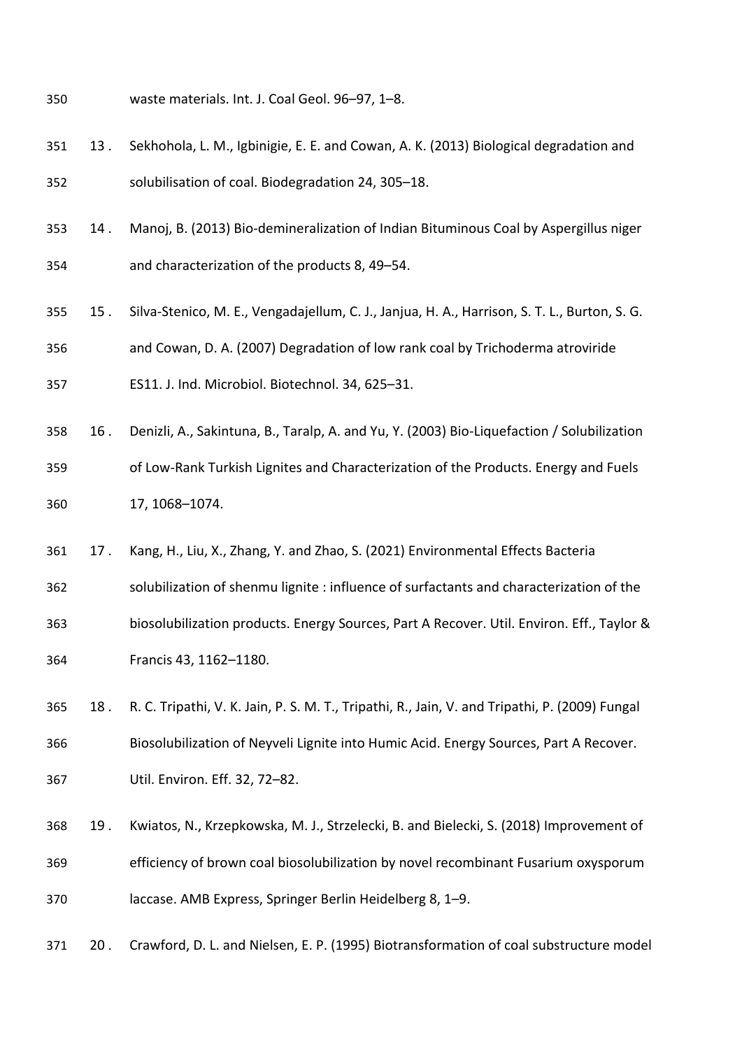waste materials. Int. J. Coal Geol. 96–97, 1–8.

13 . Sekhohola, L. M., Igbinigie, E. E. and Cowan, A. K. (2013) Biological degradation and solubilisation of coal. Biodegradation 24, 305–18.

14 . Manoj, B. (2013) Bio-demineralization of Indian Bituminous Coal by Aspergillus niger and characterization of the products 8, 49–54.

15 . Silva-Stenico, M. E., Vengadajellum, C. J., Janjua, H. A., Harrison, S. T. L., Burton, S. G. and Cowan, D. A. (2007) Degradation of low rank coal by Trichoderma atroviride ES11. J. Ind. Microbiol. Biotechnol. 34, 625–31.

16 . Denizli, A., Sakintuna, B., Taralp, A. and Yu, Y. (2003) Bio-Liquefaction / Solubilization of Low-Rank Turkish Lignites and Characterization of the Products. Energy and Fuels 17, 1068–1074.

17 . Kang, H., Liu, X., Zhang, Y. and Zhao, S. (2021) Environmental Effects Bacteria solubilization of shenmu lignite : influence of surfactants and characterization of the biosolubilization products. Energy Sources, Part A Recover. Util. Environ. Eff., Taylor & Francis 43, 1162–1180.

18 . R. C. Tripathi, V. K. Jain, P. S. M. T., Tripathi, R., Jain, V. and Tripathi, P. (2009) Fungal Biosolubilization of Neyveli Lignite into Humic Acid. Energy Sources, Part A Recover. Util. Environ. Eff. 32, 72–82.

19 . Kwiatos, N., Krzepkowska, M. J., Strzelecki, B. and Bielecki, S. (2018) Improvement of efficiency of brown coal biosolubilization by novel recombinant Fusarium oxysporum laccase. AMB Express, Springer Berlin Heidelberg 8, 1–9.

20 . Crawford, D. L. and Nielsen, E. P. (1995) Biotransformation of coal substructure model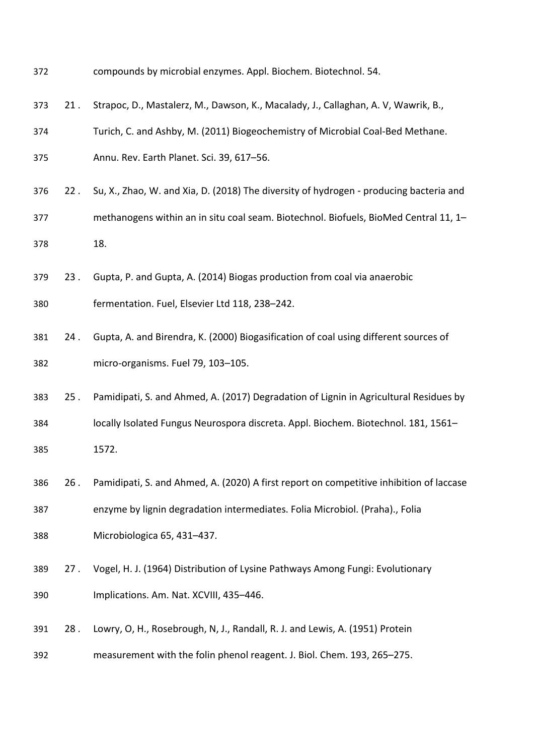compounds by microbial enzymes. Appl. Biochem. Biotechnol. 54.

21. Strapoc, D., Mastalerz, M., Dawson, K., Macalady, J., Callaghan, A. V, Wawrik, B., Turich, C. and Ashby, M. (2011) Biogeochemistry of Microbial Coal-Bed Methane. Annu. Rev. Earth Planet. Sci. 39, 617–56.

22. Su, X., Zhao, W. and Xia, D. (2018) The diversity of hydrogen - producing bacteria and methanogens within an in situ coal seam. Biotechnol. Biofuels, BioMed Central 11, 1–18.

23. Gupta, P. and Gupta, A. (2014) Biogas production from coal via anaerobic fermentation. Fuel, Elsevier Ltd 118, 238–242.

24. Gupta, A. and Birendra, K. (2000) Biogasification of coal using different sources of micro-organisms. Fuel 79, 103–105.

25. Pamidipati, S. and Ahmed, A. (2017) Degradation of Lignin in Agricultural Residues by locally Isolated Fungus Neurospora discreta. Appl. Biochem. Biotechnol. 181, 1561–1572.

26. Pamidipati, S. and Ahmed, A. (2020) A first report on competitive inhibition of laccase enzyme by lignin degradation intermediates. Folia Microbiol. (Praha)., Folia Microbiologica 65, 431–437.

27. Vogel, H. J. (1964) Distribution of Lysine Pathways Among Fungi: Evolutionary Implications. Am. Nat. XCVIII, 435–446.

28. Lowry, O, H., Rosebrough, N, J., Randall, R. J. and Lewis, A. (1951) Protein measurement with the folin phenol reagent. J. Biol. Chem. 193, 265–275.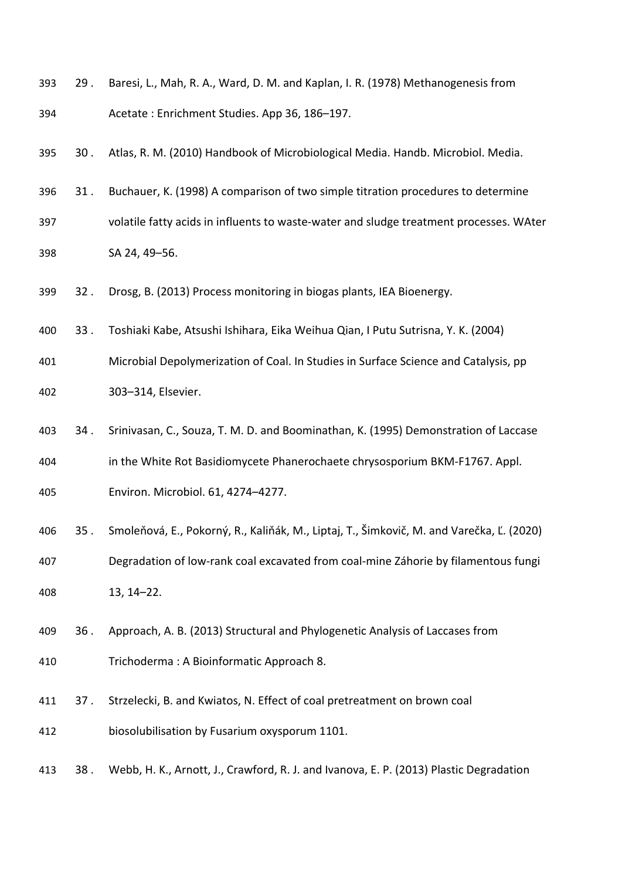29 . Baresi, L., Mah, R. A., Ward, D. M. and Kaplan, I. R. (1978) Methanogenesis from Acetate : Enrichment Studies. App 36, 186–197.

30 . Atlas, R. M. (2010) Handbook of Microbiological Media. Handb. Microbiol. Media.

31 . Buchauer, K. (1998) A comparison of two simple titration procedures to determine volatile fatty acids in influents to waste-water and sludge treatment processes. WAter SA 24, 49–56.

32 . Drosg, B. (2013) Process monitoring in biogas plants, IEA Bioenergy.

33 . Toshiaki Kabe, Atsushi Ishihara, Eika Weihua Qian, I Putu Sutrisna, Y. K. (2004) Microbial Depolymerization of Coal. In Studies in Surface Science and Catalysis, pp 303–314, Elsevier.

34 . Srinivasan, C., Souza, T. M. D. and Boominathan, K. (1995) Demonstration of Laccase in the White Rot Basidiomycete Phanerochaete chrysosporium BKM-F1767. Appl. Environ. Microbiol. 61, 4274–4277.

35 . Smoleňová, E., Pokorný, R., Kaliňák, M., Liptaj, T., Šimkovič, M. and Varečka, Ľ. (2020) Degradation of low-rank coal excavated from coal-mine Záhorie by filamentous fungi 13, 14–22.

36 . Approach, A. B. (2013) Structural and Phylogenetic Analysis of Laccases from Trichoderma : A Bioinformatic Approach 8.

37 . Strzelecki, B. and Kwiatos, N. Effect of coal pretreatment on brown coal biosolubilisation by Fusarium oxysporum 1101.

38 . Webb, H. K., Arnott, J., Crawford, R. J. and Ivanova, E. P. (2013) Plastic Degradation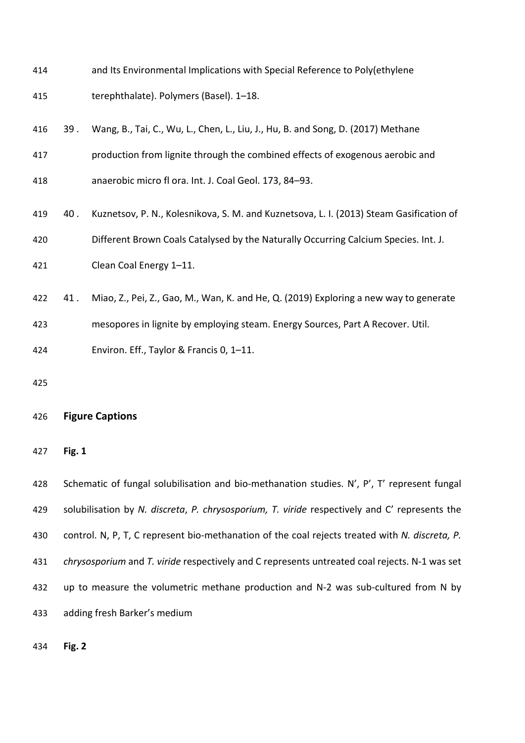and Its Environmental Implications with Special Reference to Poly(ethylene terephthalate). Polymers (Basel). 1–18.

39 . Wang, B., Tai, C., Wu, L., Chen, L., Liu, J., Hu, B. and Song, D. (2017) Methane production from lignite through the combined effects of exogenous aerobic and anaerobic micro fl ora. Int. J. Coal Geol. 173, 84–93.

40 . Kuznetsov, P. N., Kolesnikova, S. M. and Kuznetsova, L. I. (2013) Steam Gasification of Different Brown Coals Catalysed by the Naturally Occurring Calcium Species. Int. J. Clean Coal Energy 1–11.

41 . Miao, Z., Pei, Z., Gao, M., Wan, K. and He, Q. (2019) Exploring a new way to generate mesopores in lignite by employing steam. Energy Sources, Part A Recover. Util. Environ. Eff., Taylor & Francis 0, 1–11.

## Figure Captions

**Fig. 1**

Schematic of fungal solubilisation and bio-methanation studies. N', P', T' represent fungal solubilisation by *N. discreta*, *P. chrysosporium, T. viride* respectively and C' represents the control. N, P, T, C represent bio-methanation of the coal rejects treated with *N. discreta, P. chrysosporium* and *T. viride* respectively and C represents untreated coal rejects. N-1 was set up to measure the volumetric methane production and N-2 was sub-cultured from N by adding fresh Barker's medium

**Fig. 2**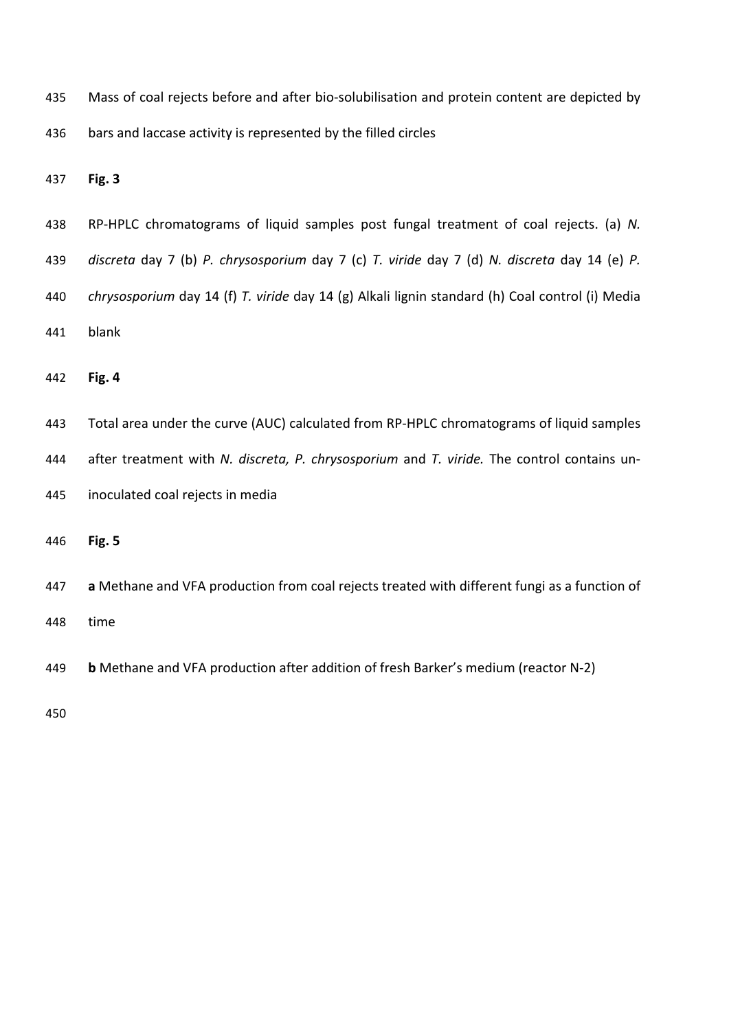Mass of coal rejects before and after bio-solubilisation and protein content are depicted by bars and laccase activity is represented by the filled circles

**Fig. 3**

RP-HPLC chromatograms of liquid samples post fungal treatment of coal rejects. (a) *N. discreta* day 7 (b) *P. chrysosporium* day 7 (c) *T. viride* day 7 (d) *N. discreta* day 14 (e) *P. chrysosporium* day 14 (f) *T. viride* day 14 (g) Alkali lignin standard (h) Coal control (i) Media blank

**Fig. 4**

Total area under the curve (AUC) calculated from RP-HPLC chromatograms of liquid samples after treatment with *N. discreta, P. chrysosporium* and *T. viride.* The control contains un-inoculated coal rejects in media

**Fig. 5**

**a** Methane and VFA production from coal rejects treated with different fungi as a function of time

**b** Methane and VFA production after addition of fresh Barker's medium (reactor N-2)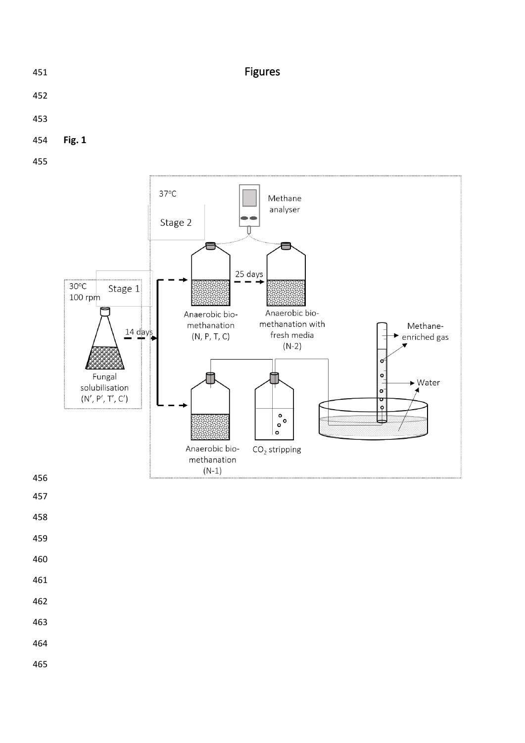# Figures

**Fig. 1**

37°C

Stage 2

Methane analyser

25 days

30°C
100 rpm

Stage 1

14 days

Anaerobic bio-methanation
(N, P, T, C)

Anaerobic bio-methanation with fresh media
(N-2)

Methane-enriched gas

Water

Fungal solubilisation
(N′, P′, T′, C′)

Anaerobic bio-methanation
(N-1)

$CO_2$ stripping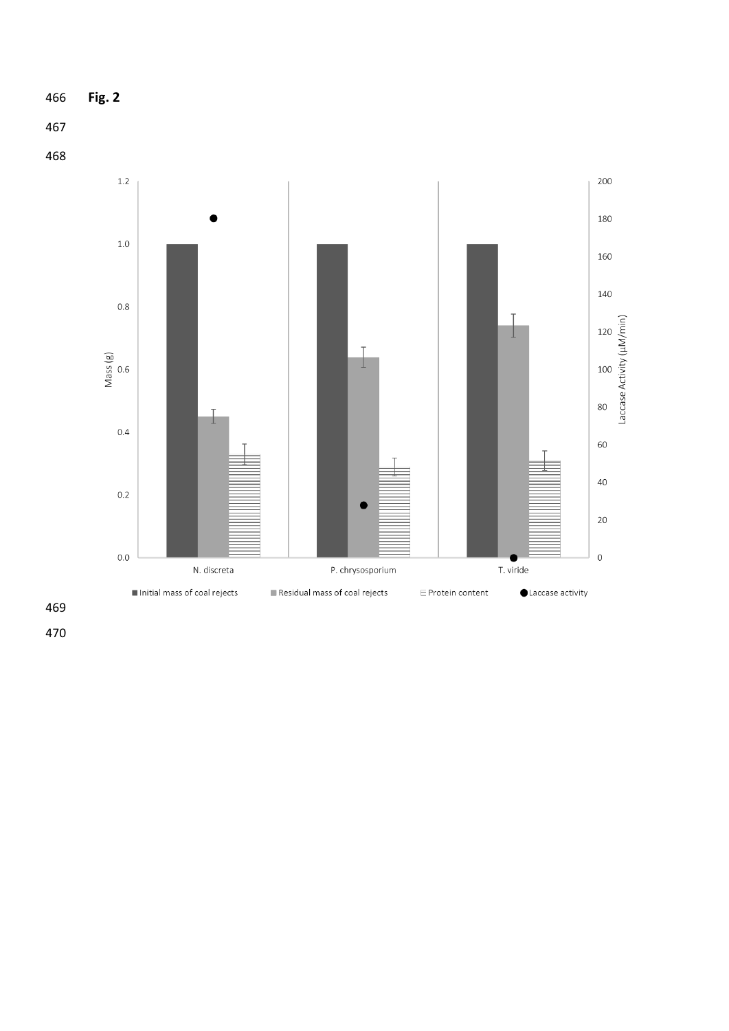**Fig. 2**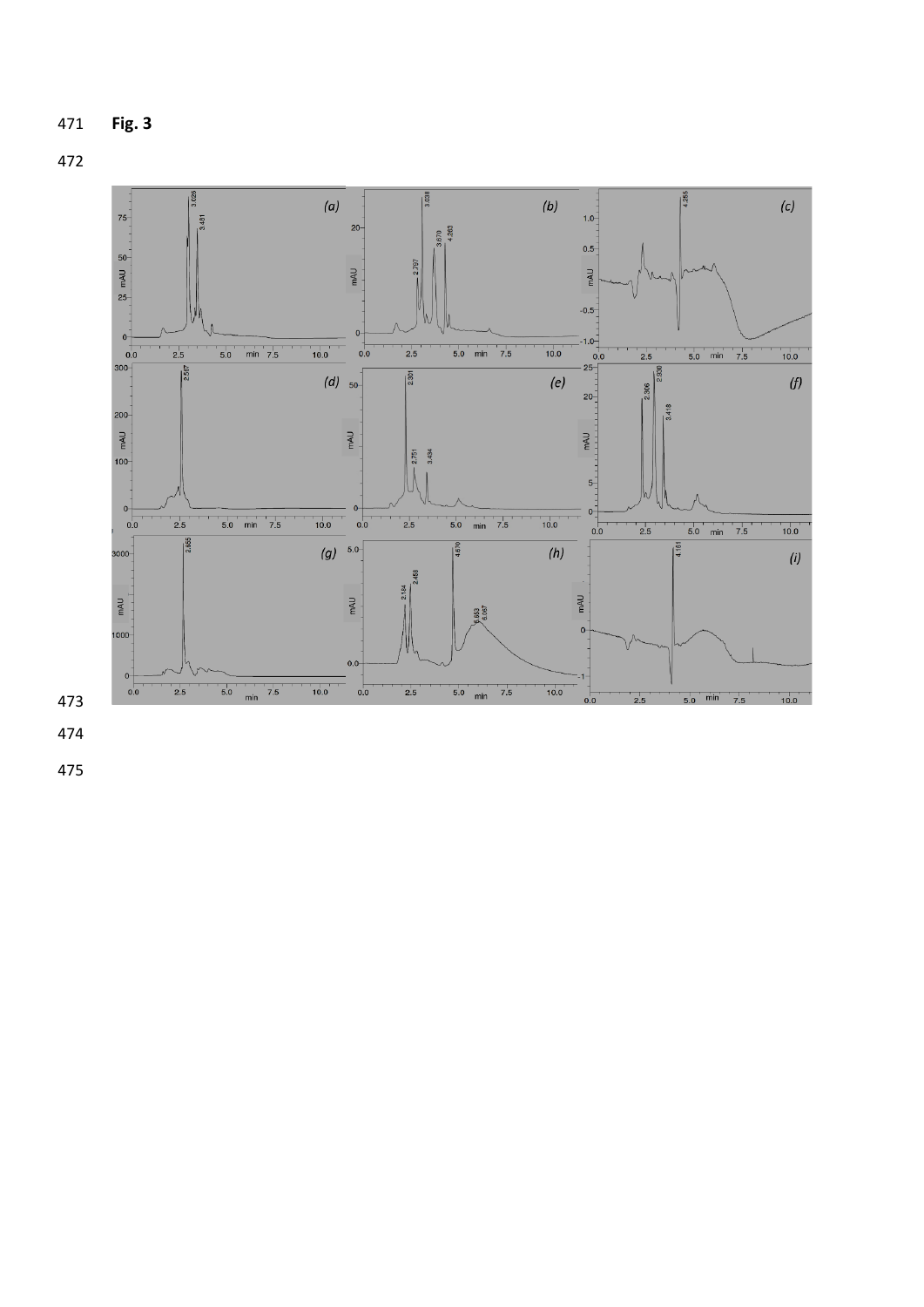**Fig. 3**

(a)
mAU
75
50
25
0
0.0 2.5 5.0 min 7.5 10.0
3.026
3.481

(b)
mAU
20
0
0.0 2.5 5.0 min 7.5 10.0
2.797
3.038
3.670
4.263

(c)
mAU
1.0
0.5
-0.5
-1.0
0.0 2.5 5.0 min 7.5 10.0
4.255

(d)
mAU
300
200
100
0
0.0 2.5 5.0 min 7.5 10.0
2.567

(e)
mAU
50
0
0.0 2.5 5.0 min 7.5 10.0
2.301
2.751
3.434

(f)
mAU
25
20
5
0
0.0 2.5 5.0 min 7.5 10.0
2.366
2.930
3.418

(g)
mAU
3000
1000
0
0.0 2.5 5.0 min 7.5 10.0
2.655

(h)
mAU
5.0
0.0
0.0 2.5 5.0 min 7.5 10.0
2.164
2.458
4.670
5.853
6.087

(i)
mAU
0
-1
0.0 2.5 5.0 min 7.5 10.0
4.161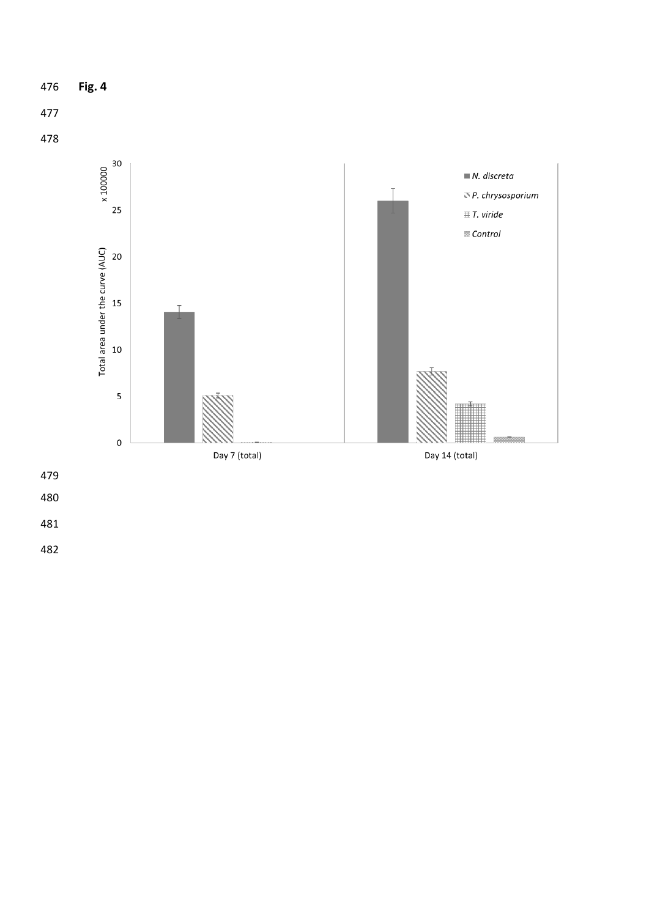**Fig. 4**

x 100000

30

25

20

15

10

5

0

Total area under the curve (AUC)

*N. discreta*

*P. chrysosporium*

*T. viride*

*Control*

Day 7 (total)

Day 14 (total)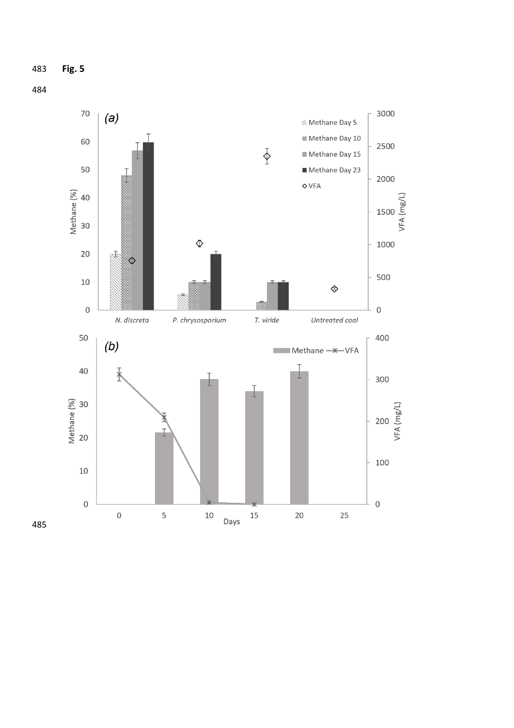**Fig. 5**

(a)

Methane (%)

VFA (mg/L)

Methane Day 5

Methane Day 10

Methane Day 15

Methane Day 23

VFA

70
60
50
40
30
20
10
0

3000
2500
2000
1500
1000
500
0

*N. discreta*

*P. chrysosporium*

*T. viride*

*Untreated coal*

(b)

Methane

VFA

Methane (%)

VFA (mg/L)

50
40
30
20
10
0

400
300
200
100
0

0
5
10
15
20
25

Days